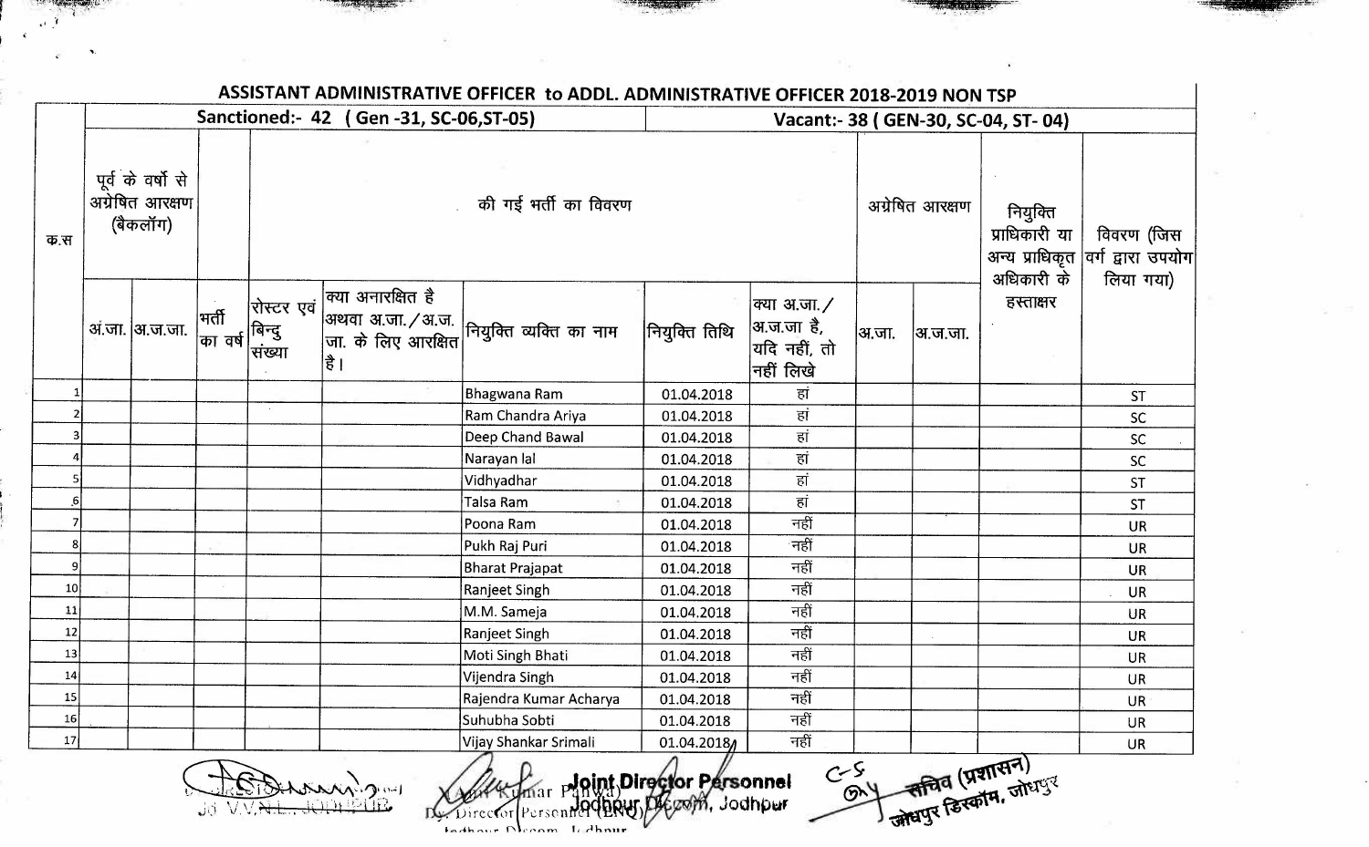## ASSISTANT ADMINISTRATIVE OFFICER to ADDL. ADMINISTRATIVE OFFICER 2018-2019 NON TSP

| क.स | Sanctioned:- 42 ( Gen -31, SC-06,ST-05) | | | | | | | Vacant:- 38 ( GEN-30, SC-04, ST- 04) | | | | |
|---|---|---|---|---|---|---|---|---|---|---|---|---|
| | पूर्व के वर्षो से अग्रेषित आरक्षण (बैकलॉग) | | की गई भर्ती का विवरण | | | | | | अग्रेषित आरक्षण | | नियुक्ति प्राधिकारी या अन्य प्राधिकृत अधिकारी के हस्ताक्षर | विवरण (जिस वर्ग द्वारा उपयोग लिया गया) |
| | अं.जा. | अ.ज.जा. | भर्ती का वर्ष | रोस्टर एवं बिन्दु संख्या | क्या अनारक्षित है अथवा अ.जा./अ.ज.जा. के लिए आरक्षित है। | नियुक्ति व्यक्ति का नाम | नियुक्ति तिथि | क्या अ.जा./अ.ज.जा है, यदि नहीं, तो नहीं लिखे | अ.जा. | अ.ज.जा. | | |
| 1 | | | | | | Bhagwana Ram | 01.04.2018 | हां | | | | ST |
| 2 | | | | | | Ram Chandra Ariya | 01.04.2018 | हां | | | | SC |
| 3 | | | | | | Deep Chand Bawal | 01.04.2018 | हां | | | | SC |
| 4 | | | | | | Narayan lal | 01.04.2018 | हां | | | | SC |
| 5 | | | | | | Vidhyadhar | 01.04.2018 | हां | | | | ST |
| 6 | | | | | | Talsa Ram | 01.04.2018 | हां | | | | ST |
| 7 | | | | | | Poona Ram | 01.04.2018 | नहीं | | | | UR |
| 8 | | | | | | Pukh Raj Puri | 01.04.2018 | नहीं | | | | UR |
| 9 | | | | | | Bharat Prajapat | 01.04.2018 | नहीं | | | | UR |
| 10 | | | | | | Ranjeet Singh | 01.04.2018 | नहीं | | | | UR |
| 11 | | | | | | M.M. Sameja | 01.04.2018 | नहीं | | | | UR |
| 12 | | | | | | Ranjeet Singh | 01.04.2018 | नहीं | | | | UR |
| 13 | | | | | | Moti Singh Bhati | 01.04.2018 | नहीं | | | | UR |
| 14 | | | | | | Vijendra Singh | 01.04.2018 | नहीं | | | | UR |
| 15 | | | | | | Rajendra Kumar Acharya | 01.04.2018 | नहीं | | | | UR |
| 16 | | | | | | Suhubha Sobti | 01.04.2018 | नहीं | | | | UR |
| 17 | | | | | | Vijay Shankar Srimali | 01.04.2018 | नहीं | | | | UR |

Joint Director Personnel
Jodhpur Discom, Jodhpur

Amit Kumar Panwar
Dy. Director Personnel (ENQ)
Jodhpur Discom, Jodhpur

सचिव (प्रशासन)
जोधपुर डिस्कॉम, जोधपुर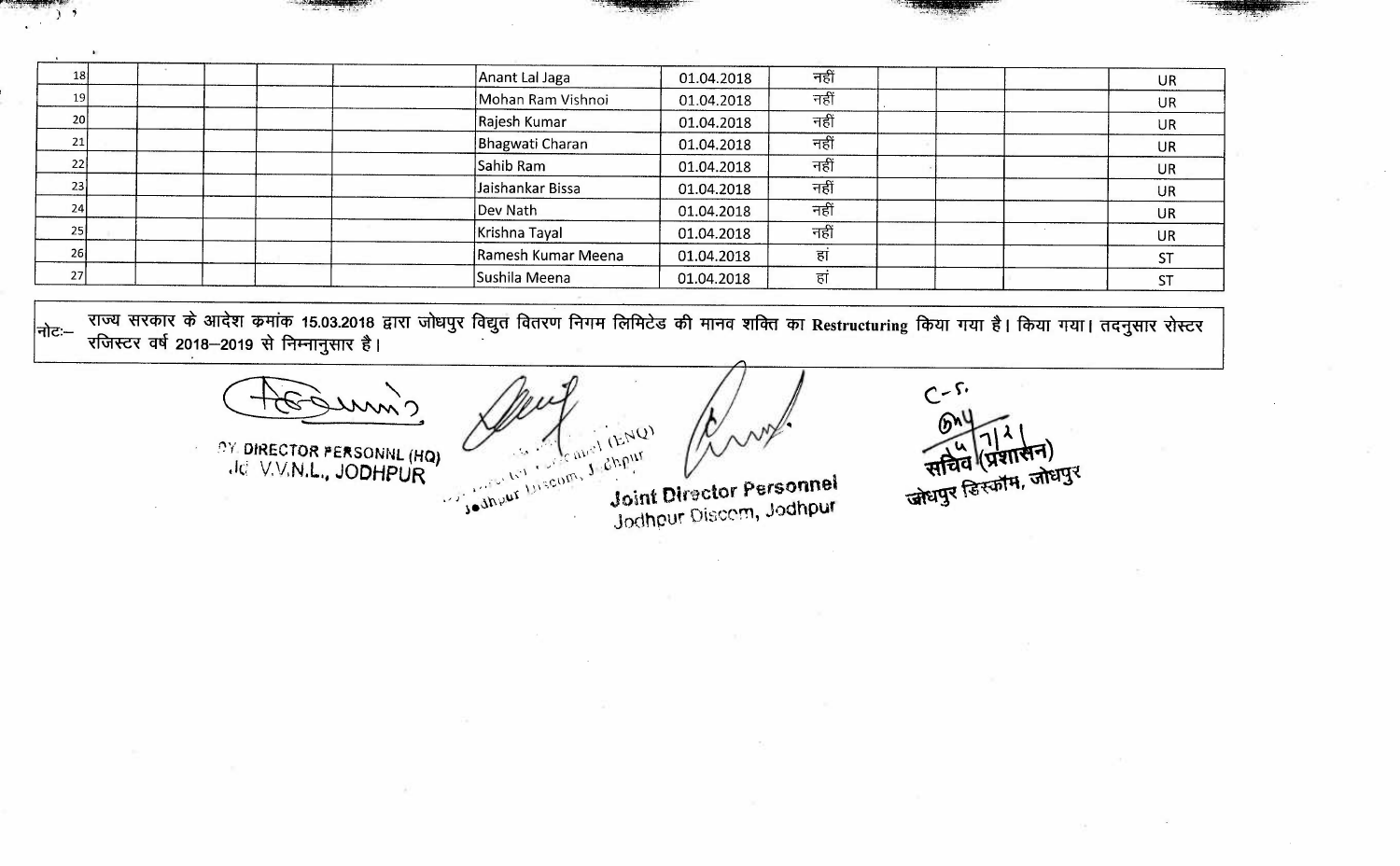| 18 | | | | | Anant Lal Jaga | 01.04.2018 | नहीं | | | | UR |
|---|---|---|---|---|---|---|---|---|---|---|---|
| 19 | | | | | Mohan Ram Vishnoi | 01.04.2018 | नहीं | | | | UR |
| 20 | | | | | Rajesh Kumar | 01.04.2018 | नहीं | | | | UR |
| 21 | | | | | Bhagwati Charan | 01.04.2018 | नहीं | | | | UR |
| 22 | | | | | Sahib Ram | 01.04.2018 | नहीं | | | | UR |
| 23 | | | | | Jaishankar Bissa | 01.04.2018 | नहीं | | | | UR |
| 24 | | | | | Dev Nath | 01.04.2018 | नहीं | | | | UR |
| 25 | | | | | Krishna Tayal | 01.04.2018 | नहीं | | | | UR |
| 26 | | | | | Ramesh Kumar Meena | 01.04.2018 | हां | | | | ST |
| 27 | | | | | Sushila Meena | 01.04.2018 | हां | | | | ST |

नोटः— राज्य सरकार के आदेश कमांक 15.03.2018 द्वारा जोधपुर विद्युत वितरण निगम लिमिटेड की मानव शक्ति का **Restructuring** किया गया है। किया गया। तदनुसार रोस्टर रजिस्टर वर्ष 2018–2019 से निम्नानुसार है।

DY. DIRECTOR PERSONNL (HQ)
Jd. V.V.N.L., JODHPUR

Dy. Director Personnel (ENQ)
Jodhpur Discom, Jodhpur

Joint Director Personnel
Jodhpur Discom, Jodhpur

सचिव (प्रशासन)
जोधपुर डिस्कॉम, जोधपुर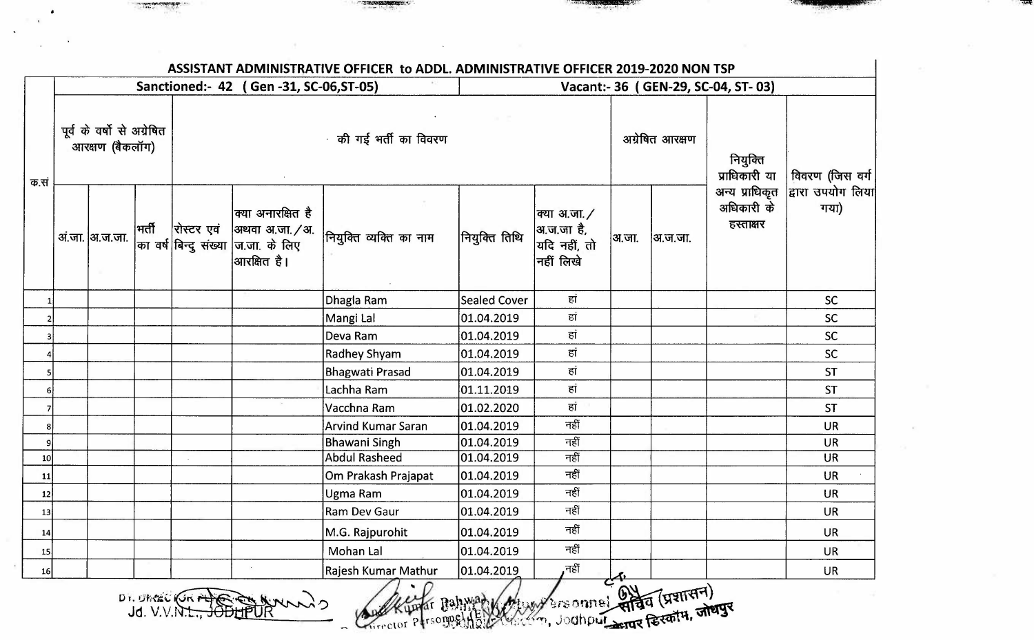## ASSISTANT ADMINISTRATIVE OFFICER to ADDL. ADMINISTRATIVE OFFICER 2019-2020 NON TSP

| क.सं | Sanctioned:- 42 (Gen -31, SC-06,ST-05) | | | | | | | Vacant:- 36 (GEN-29, SC-04, ST- 03) | | | | |
|---|---|---|---|---|---|---|---|---|---|---|---|---|
| | पूर्व के वर्षो से अग्रेषित आरक्षण (बैकलॉग) | | की गई भर्ती का विवरण | | | | | | अग्रेषित आरक्षण | | नियुक्ति प्राधिकारी या अन्य प्राधिकृत अधिकारी के हस्ताक्षर | विवरण (जिस वर्ग द्वारा उपयोग लिया गया) |
| | अं.जा. | अ.ज.जा. | भर्ती का वर्ष | रोस्टर एवं बिन्दु संख्या | क्या अनारक्षित है अथवा अ.जा./अ.ज.जा. के लिए आरक्षित है। | नियुक्ति व्यक्ति का नाम | नियुक्ति तिथि | क्या अ.जा./अ.ज.जा है, यदि नहीं, तो नहीं लिखे | अ.जा. | अ.ज.जा. | | |
| 1 | | | | | | Dhagla Ram | Sealed Cover | हां | | | | SC |
| 2 | | | | | | Mangi Lal | 01.04.2019 | हां | | | | SC |
| 3 | | | | | | Deva Ram | 01.04.2019 | हां | | | | SC |
| 4 | | | | | | Radhey Shyam | 01.04.2019 | हां | | | | SC |
| 5 | | | | | | Bhagwati Prasad | 01.04.2019 | हां | | | | ST |
| 6 | | | | | | Lachha Ram | 01.11.2019 | हां | | | | ST |
| 7 | | | | | | Vacchna Ram | 01.02.2020 | हां | | | | ST |
| 8 | | | | | | Arvind Kumar Saran | 01.04.2019 | नहीं | | | | UR |
| 9 | | | | | | Bhawani Singh | 01.04.2019 | नहीं | | | | UR |
| 10 | | | | | | Abdul Rasheed | 01.04.2019 | नहीं | | | | UR |
| 11 | | | | | | Om Prakash Prajapat | 01.04.2019 | नहीं | | | | UR |
| 12 | | | | | | Ugma Ram | 01.04.2019 | नहीं | | | | UR |
| 13 | | | | | | Ram Dev Gaur | 01.04.2019 | नहीं | | | | UR |
| 14 | | | | | | M.G. Rajpurohit | 01.04.2019 | नहीं | | | | UR |
| 15 | | | | | | Mohan Lal | 01.04.2019 | नहीं | | | | UR |
| 16 | | | | | | Rajesh Kumar Mathur | 01.04.2019 | नहीं | | | | UR |

Dy. Director (Personnel) Jd. V.V.N.L., JODHPUR

Anil Kumar Bahwal, Director Personnel, Jodhpur Discom, Jodhpur

सचिव (प्रशासन) जोधपुर डिस्कॉम, जोधपुर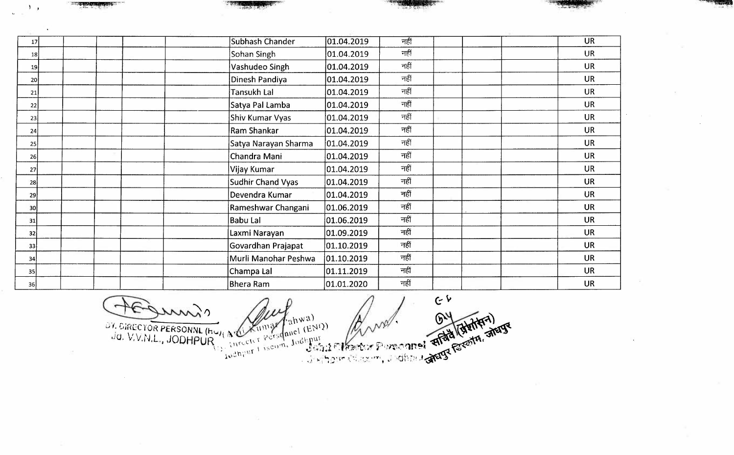| | | | | | | | | | | | | |
|---|---|---|---|---|---|---|---|---|---|---|---|---|
| 17 | | | | | | Subhash Chander | 01.04.2019 | नहीं | | | | UR |
| 18 | | | | | | Sohan Singh | 01.04.2019 | नहीं | | | | UR |
| 19 | | | | | | Vashudeo Singh | 01.04.2019 | नहीं | | | | UR |
| 20 | | | | | | Dinesh Pandiya | 01.04.2019 | नहीं | | | | UR |
| 21 | | | | | | Tansukh Lal | 01.04.2019 | नहीं | | | | UR |
| 22 | | | | | | Satya Pal Lamba | 01.04.2019 | नहीं | | | | UR |
| 23 | | | | | | Shiv Kumar Vyas | 01.04.2019 | नहीं | | | | UR |
| 24 | | | | | | Ram Shankar | 01.04.2019 | नहीं | | | | UR |
| 25 | | | | | | Satya Narayan Sharma | 01.04.2019 | नहीं | | | | UR |
| 26 | | | | | | Chandra Mani | 01.04.2019 | नहीं | | | | UR |
| 27 | | | | | | Vijay Kumar | 01.04.2019 | नहीं | | | | UR |
| 28 | | | | | | Sudhir Chand Vyas | 01.04.2019 | नहीं | | | | UR |
| 29 | | | | | | Devendra Kumar | 01.04.2019 | नहीं | | | | UR |
| 30 | | | | | | Rameshwar Changani | 01.06.2019 | नहीं | | | | UR |
| 31 | | | | | | Babu Lal | 01.06.2019 | नहीं | | | | UR |
| 32 | | | | | | Laxmi Narayan | 01.09.2019 | नहीं | | | | UR |
| 33 | | | | | | Govardhan Prajapat | 01.10.2019 | नहीं | | | | UR |
| 34 | | | | | | Murli Manohar Peshwa | 01.10.2019 | नहीं | | | | UR |
| 35 | | | | | | Champa Lal | 01.11.2019 | नहीं | | | | UR |
| 36 | | | | | | Bhera Ram | 01.01.2020 | नहीं | | | | UR |

DY. DIRECTOR PERSONNL (HQ)
Jd. V.V.N.L., JODHPUR

(Anil Kumar Pahwa)
Dy. Director Personnel (ENQ)
Jodhpur Discom, Jodhpur

Joint Director Personnel
Jodhpur Discom, Jodhpur

सचिव (प्रशासन)
जोधपुर डिस्कॉम, जोधपुर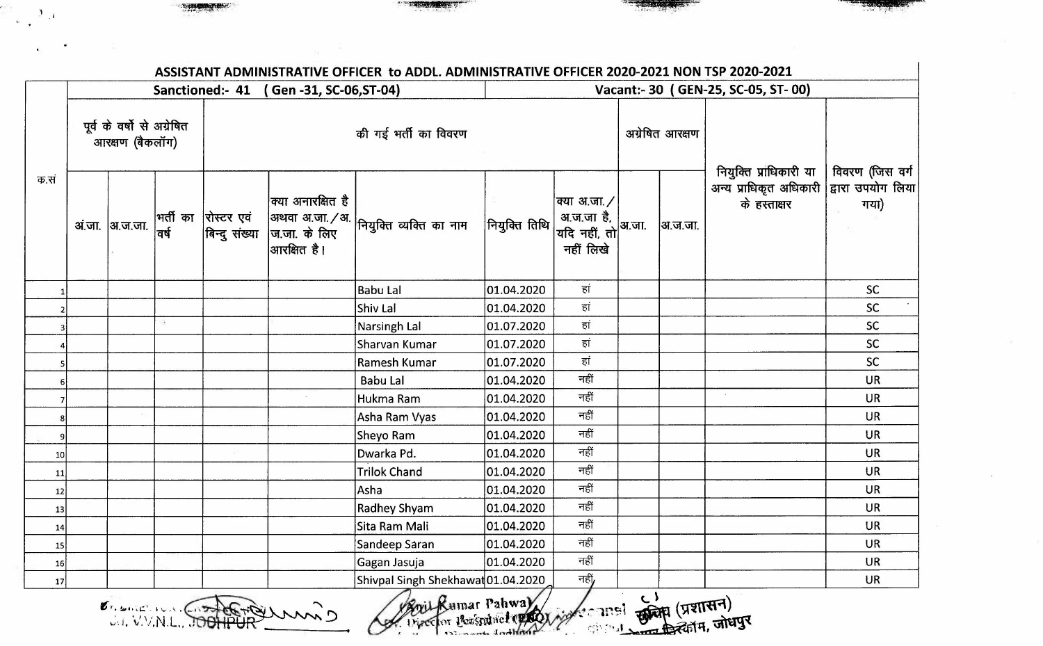## ASSISTANT ADMINISTRATIVE OFFICER to ADDL. ADMINISTRATIVE OFFICER 2020-2021 NON TSP 2020-2021

| क.सं | Sanctioned:- 41 (Gen -31, SC-06,ST-04) | | | | | | | Vacant:- 30 (GEN-25, SC-05, ST- 00) | | | | |
|---|---|---|---|---|---|---|---|---|---|---|---|---|
| | पूर्व के वर्षो से अग्रेषित आरक्षण (बैकलॉग) | | | की गई भर्ती का विवरण | | | | | अग्रेषित आरक्षण | | नियुक्ति प्राधिकारी या अन्य प्राधिकृत अधिकारी के हस्ताक्षर | विवरण (जिस वर्ग द्वारा उपयोग लिया गया) |
| | अं.जा. | अ.ज.जा. | भर्ती का वर्ष | रोस्टर एवं बिन्दु संख्या | क्या अनारक्षित है अथवा अ.जा./अ.ज.जा. के लिए आरक्षित है। | नियुक्त व्यक्ति का नाम | नियुक्ति तिथि | क्या अ.जा./अ.ज.जा है, यदि नहीं, तो नहीं लिखे | अ.जा. | अ.ज.जा. | | |
| 1 | | | | | | Babu Lal | 01.04.2020 | हां | | | | SC |
| 2 | | | | | | Shiv Lal | 01.04.2020 | हां | | | | SC |
| 3 | | | | | | Narsingh Lal | 01.07.2020 | हां | | | | SC |
| 4 | | | | | | Sharvan Kumar | 01.07.2020 | हां | | | | SC |
| 5 | | | | | | Ramesh Kumar | 01.07.2020 | हां | | | | SC |
| 6 | | | | | | Babu Lal | 01.04.2020 | नहीं | | | | UR |
| 7 | | | | | | Hukma Ram | 01.04.2020 | नहीं | | | | UR |
| 8 | | | | | | Asha Ram Vyas | 01.04.2020 | नहीं | | | | UR |
| 9 | | | | | | Sheyo Ram | 01.04.2020 | नहीं | | | | UR |
| 10 | | | | | | Dwarka Pd. | 01.04.2020 | नहीं | | | | UR |
| 11 | | | | | | Trilok Chand | 01.04.2020 | नहीं | | | | UR |
| 12 | | | | | | Asha | 01.04.2020 | नहीं | | | | UR |
| 13 | | | | | | Radhey Shyam | 01.04.2020 | नहीं | | | | UR |
| 14 | | | | | | Sita Ram Mali | 01.04.2020 | नहीं | | | | UR |
| 15 | | | | | | Sandeep Saran | 01.04.2020 | नहीं | | | | UR |
| 16 | | | | | | Gagan Jasuja | 01.04.2020 | नहीं | | | | UR |
| 17 | | | | | | Shivpal Singh Shekhawat | 01.04.2020 | नहीं | | | | UR |

JODHPUR V.V.N.L.

Anil Kumar Pahwa, Director Personnel

सचिव (प्रशासन) डिस्कॉम, जोधपुर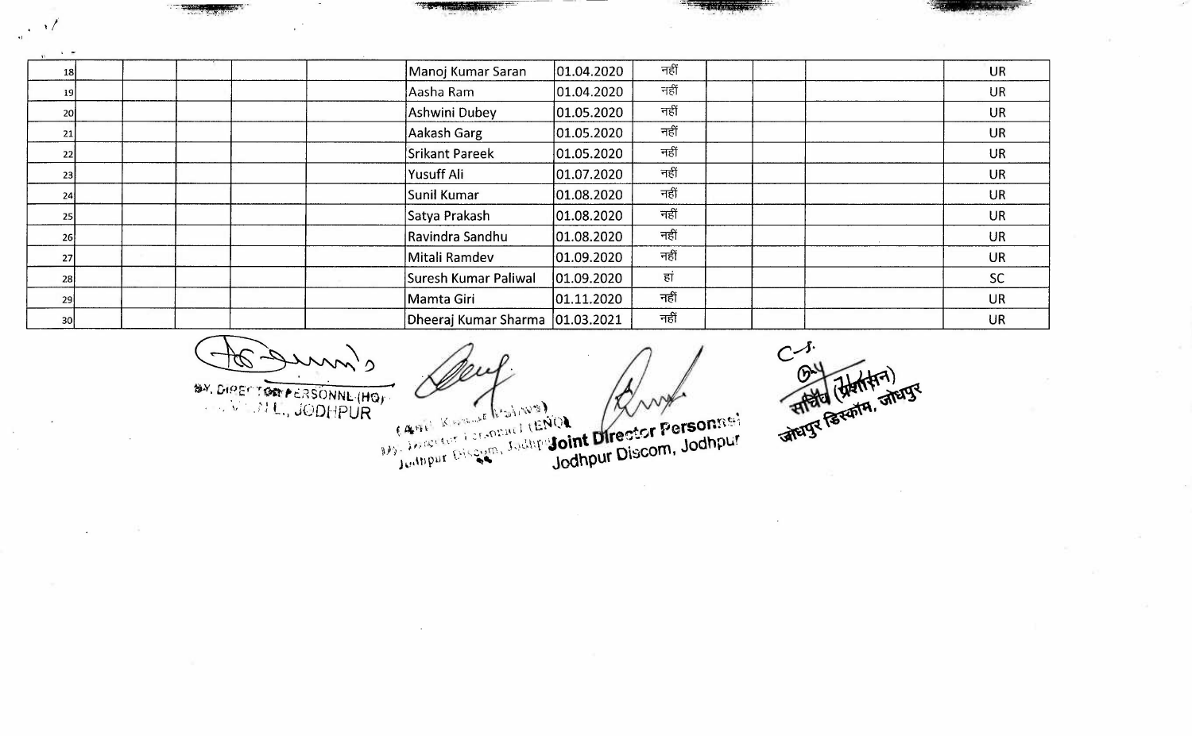| | | | | | | | | | | | | |
|---|---|---|---|---|---|---|---|---|---|---|---|---|
| 18 | | | | | | Manoj Kumar Saran | 01.04.2020 | नहीं | | | | UR |
| 19 | | | | | | Aasha Ram | 01.04.2020 | नहीं | | | | UR |
| 20 | | | | | | Ashwini Dubey | 01.05.2020 | नहीं | | | | UR |
| 21 | | | | | | Aakash Garg | 01.05.2020 | नहीं | | | | UR |
| 22 | | | | | | Srikant Pareek | 01.05.2020 | नहीं | | | | UR |
| 23 | | | | | | Yusuff Ali | 01.07.2020 | नहीं | | | | UR |
| 24 | | | | | | Sunil Kumar | 01.08.2020 | नहीं | | | | UR |
| 25 | | | | | | Satya Prakash | 01.08.2020 | नहीं | | | | UR |
| 26 | | | | | | Ravindra Sandhu | 01.08.2020 | नहीं | | | | UR |
| 27 | | | | | | Mitali Ramdev | 01.09.2020 | नहीं | | | | UR |
| 28 | | | | | | Suresh Kumar Paliwal | 01.09.2020 | हां | | | | SC |
| 29 | | | | | | Mamta Giri | 01.11.2020 | नहीं | | | | UR |
| 30 | | | | | | Dheeraj Kumar Sharma | 01.03.2021 | नहीं | | | | UR |

DY. DIRECTOR PERSONNEL (HQ)
J.V.V.N.L., JODHPUR

(Anil Kumar Paliwal)
Dy. Director Personnel (ENQ)
Jodhpur Discom, Jodhpur

Joint Director Personnel
Jodhpur Discom, Jodhpur

सचिव (प्रशासन)
जोधपुर डिस्कॉम, जोधपुर